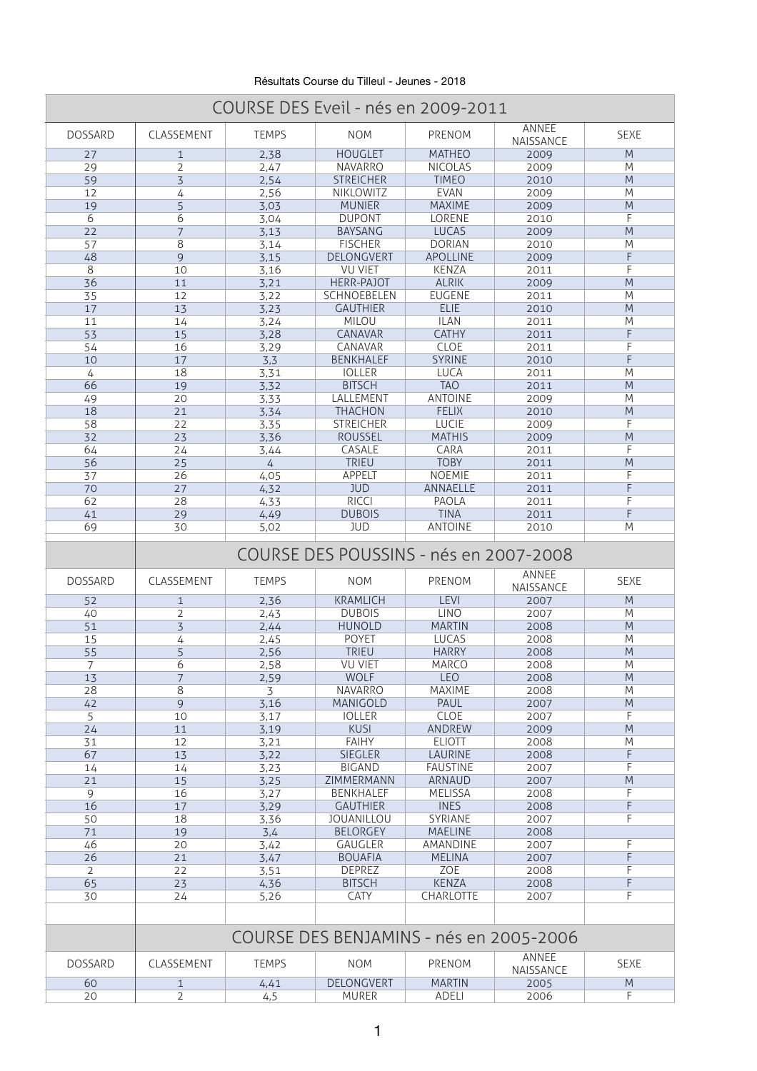Résultats Course du Tilleul - Jeunes - 2018

## COURSE DES Eveil - nés en 2009-2011

| DOSSARD | CLASSEMENT | TEMPS | NOM | PRENOM | ANNEE NAISSANCE | SEXE |
|---|---|---|---|---|---|---|
| 27 | 1 | 2,38 | HOUGLET | MATHEO | 2009 | M |
| 29 | 2 | 2,47 | NAVARRO | NICOLAS | 2009 | M |
| 59 | 3 | 2,54 | STREICHER | TIMEO | 2010 | M |
| 12 | 4 | 2,56 | NIKLOWITZ | EVAN | 2009 | M |
| 19 | 5 | 3,03 | MUNIER | MAXIME | 2009 | M |
| 6 | 6 | 3,04 | DUPONT | LORENE | 2010 | F |
| 22 | 7 | 3,13 | BAYSANG | LUCAS | 2009 | M |
| 57 | 8 | 3,14 | FISCHER | DORIAN | 2010 | M |
| 48 | 9 | 3,15 | DELONGVERT | APOLLINE | 2009 | F |
| 8 | 10 | 3,16 | VU VIET | KENZA | 2011 | F |
| 36 | 11 | 3,21 | HERR-PAJOT | ALRIK | 2009 | M |
| 35 | 12 | 3,22 | SCHNOEBELEN | EUGENE | 2011 | M |
| 17 | 13 | 3,23 | GAUTHIER | ELIE | 2010 | M |
| 11 | 14 | 3,24 | MILOU | ILAN | 2011 | M |
| 53 | 15 | 3,28 | CANAVAR | CATHY | 2011 | F |
| 54 | 16 | 3,29 | CANAVAR | CLOE | 2011 | F |
| 10 | 17 | 3,3 | BENKHALEF | SYRINE | 2010 | F |
| 4 | 18 | 3,31 | IOLLER | LUCA | 2011 | M |
| 66 | 19 | 3,32 | BITSCH | TAO | 2011 | M |
| 49 | 20 | 3,33 | LALLEMENT | ANTOINE | 2009 | M |
| 18 | 21 | 3,34 | THACHON | FELIX | 2010 | M |
| 58 | 22 | 3,35 | STREICHER | LUCIE | 2009 | F |
| 32 | 23 | 3,36 | ROUSSEL | MATHIS | 2009 | M |
| 64 | 24 | 3,44 | CASALE | CARA | 2011 | F |
| 56 | 25 | 4 | TRIEU | TOBY | 2011 | M |
| 37 | 26 | 4,05 | APPELT | NOEMIE | 2011 | F |
| 70 | 27 | 4,32 | JUD | ANNAELLE | 2011 | F |
| 62 | 28 | 4,33 | RICCI | PAOLA | 2011 | F |
| 41 | 29 | 4,49 | DUBOIS | TINA | 2011 | F |
| 69 | 30 | 5,02 | JUD | ANTOINE | 2010 | M |

## COURSE DES POUSSINS - nés en 2007-2008

| DOSSARD | CLASSEMENT | TEMPS | NOM | PRENOM | ANNEE NAISSANCE | SEXE |
|---|---|---|---|---|---|---|
| 52 | 1 | 2,36 | KRAMLICH | LEVI | 2007 | M |
| 40 | 2 | 2,43 | DUBOIS | LINO | 2007 | M |
| 51 | 3 | 2,44 | HUNOLD | MARTIN | 2008 | M |
| 15 | 4 | 2,45 | POYET | LUCAS | 2008 | M |
| 55 | 5 | 2,56 | TRIEU | HARRY | 2008 | M |
| 7 | 6 | 2,58 | VU VIET | MARCO | 2008 | M |
| 13 | 7 | 2,59 | WOLF | LEO | 2008 | M |
| 28 | 8 | 3 | NAVARRO | MAXIME | 2008 | M |
| 42 | 9 | 3,16 | MANIGOLD | PAUL | 2007 | M |
| 5 | 10 | 3,17 | IOLLER | CLOE | 2007 | F |
| 24 | 11 | 3,19 | KUSI | ANDREW | 2009 | M |
| 31 | 12 | 3,21 | FAIHY | ELIOTT | 2008 | M |
| 67 | 13 | 3,22 | SIEGLER | LAURINE | 2008 | F |
| 14 | 14 | 3,23 | BIGAND | FAUSTINE | 2007 | F |
| 21 | 15 | 3,25 | ZIMMERMANN | ARNAUD | 2007 | M |
| 9 | 16 | 3,27 | BENKHALEF | MELISSA | 2008 | F |
| 16 | 17 | 3,29 | GAUTHIER | INES | 2008 | F |
| 50 | 18 | 3,36 | JOUANILLOU | SYRIANE | 2007 | F |
| 71 | 19 | 3,4 | BELORGEY | MAELINE | 2008 | |
| 46 | 20 | 3,42 | GAUGLER | AMANDINE | 2007 | F |
| 26 | 21 | 3,47 | BOUAFIA | MELINA | 2007 | F |
| 2 | 22 | 3,51 | DEPREZ | ZOE | 2008 | F |
| 65 | 23 | 4,36 | BITSCH | KENZA | 2008 | F |
| 30 | 24 | 5,26 | CATY | CHARLOTTE | 2007 | F |

## COURSE DES BENJAMINS - nés en 2005-2006

| DOSSARD | CLASSEMENT | TEMPS | NOM | PRENOM | ANNEE NAISSANCE | SEXE |
|---|---|---|---|---|---|---|
| 60 | 1 | 4,41 | DELONGVERT | MARTIN | 2005 | M |
| 20 | 2 | 4,5 | MURER | ADELI | 2006 | F |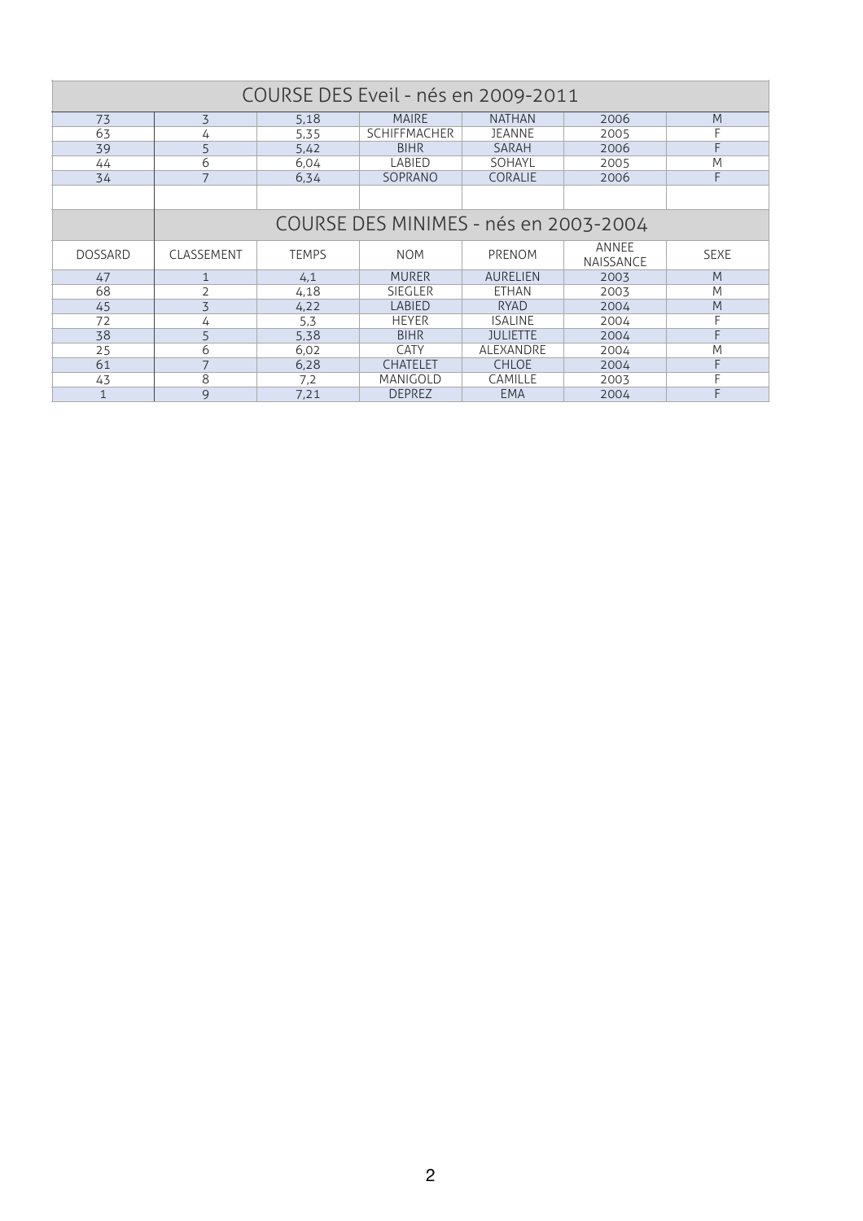## COURSE DES Eveil - nés en 2009-2011

| | | | | | | |
|---|---|---|---|---|---|---|
| 73 | 3 | 5,18 | MAIRE | NATHAN | 2006 | M |
| 63 | 4 | 5,35 | SCHIFFMACHER | JEANNE | 2005 | F |
| 39 | 5 | 5,42 | BIHR | SARAH | 2006 | F |
| 44 | 6 | 6,04 | LABIED | SOHAYL | 2005 | M |
| 34 | 7 | 6,34 | SOPRANO | CORALIE | 2006 | F |

## COURSE DES MINIMES - nés en 2003-2004

| DOSSARD | CLASSEMENT | TEMPS | NOM | PRENOM | ANNEE NAISSANCE | SEXE |
|---|---|---|---|---|---|---|
| 47 | 1 | 4,1 | MURER | AURELIEN | 2003 | M |
| 68 | 2 | 4,18 | SIEGLER | ETHAN | 2003 | M |
| 45 | 3 | 4,22 | LABIED | RYAD | 2004 | M |
| 72 | 4 | 5,3 | HEYER | ISALINE | 2004 | F |
| 38 | 5 | 5,38 | BIHR | JULIETTE | 2004 | F |
| 25 | 6 | 6,02 | CATY | ALEXANDRE | 2004 | M |
| 61 | 7 | 6,28 | CHATELET | CHLOE | 2004 | F |
| 43 | 8 | 7,2 | MANIGOLD | CAMILLE | 2003 | F |
| 1 | 9 | 7,21 | DEPREZ | EMA | 2004 | F |